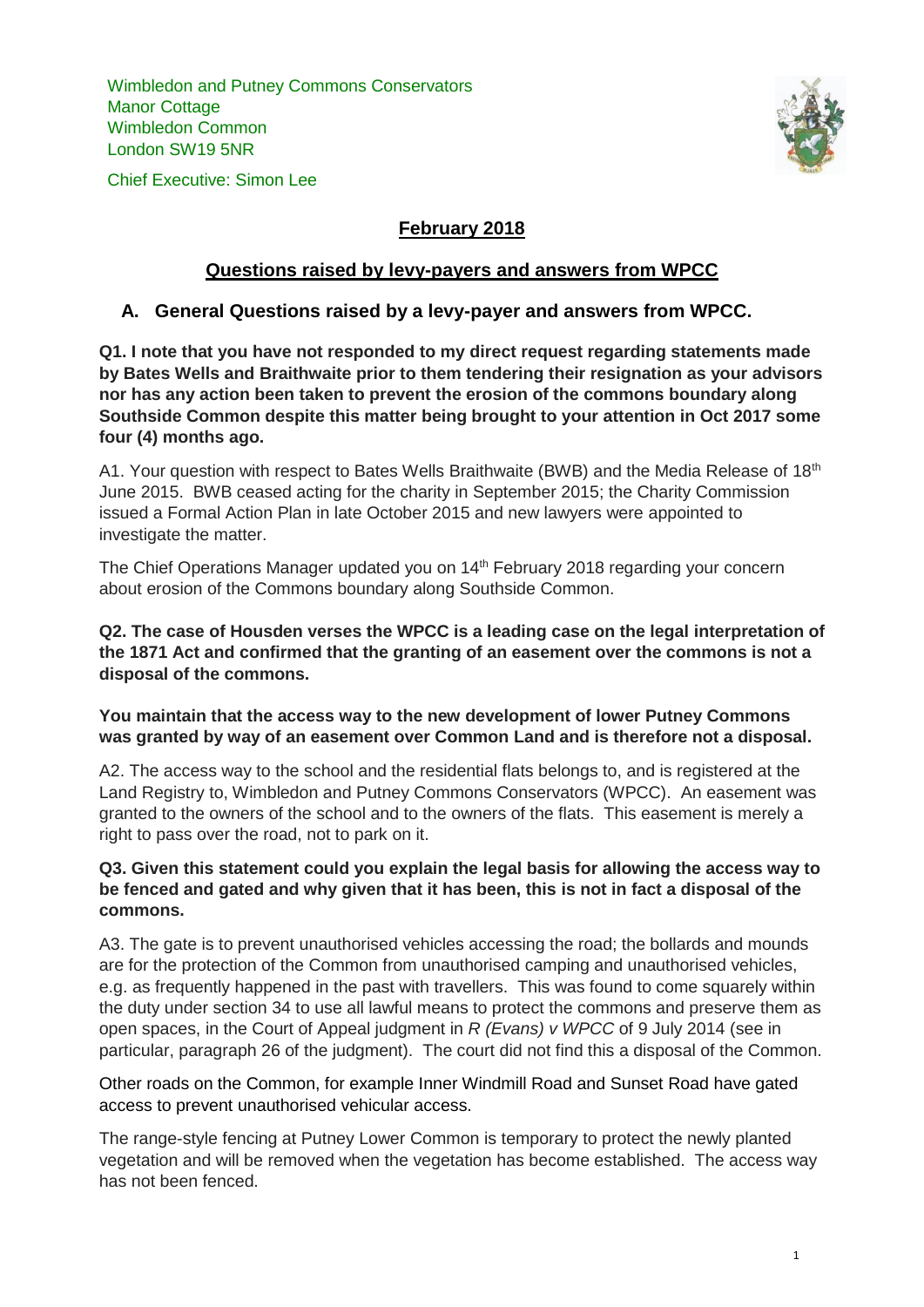Wimbledon and Putney Commons Conservators
Manor Cottage
Wimbledon Common
London SW19 5NR

Chief Executive: Simon Lee

## February 2018

## Questions raised by levy-payers and answers from WPCC

### A. General Questions raised by a levy-payer and answers from WPCC.

**Q1. I note that you have not responded to my direct request regarding statements made by Bates Wells and Braithwaite prior to them tendering their resignation as your advisors nor has any action been taken to prevent the erosion of the commons boundary along Southside Common despite this matter being brought to your attention in Oct 2017 some four (4) months ago.**

A1. Your question with respect to Bates Wells Braithwaite (BWB) and the Media Release of 18th June 2015. BWB ceased acting for the charity in September 2015; the Charity Commission issued a Formal Action Plan in late October 2015 and new lawyers were appointed to investigate the matter.

The Chief Operations Manager updated you on 14th February 2018 regarding your concern about erosion of the Commons boundary along Southside Common.

**Q2. The case of Housden verses the WPCC is a leading case on the legal interpretation of the 1871 Act and confirmed that the granting of an easement over the commons is not a disposal of the commons.**

**You maintain that the access way to the new development of lower Putney Commons was granted by way of an easement over Common Land and is therefore not a disposal.**

A2. The access way to the school and the residential flats belongs to, and is registered at the Land Registry to, Wimbledon and Putney Commons Conservators (WPCC). An easement was granted to the owners of the school and to the owners of the flats. This easement is merely a right to pass over the road, not to park on it.

**Q3. Given this statement could you explain the legal basis for allowing the access way to be fenced and gated and why given that it has been, this is not in fact a disposal of the commons.**

A3. The gate is to prevent unauthorised vehicles accessing the road; the bollards and mounds are for the protection of the Common from unauthorised camping and unauthorised vehicles, e.g. as frequently happened in the past with travellers. This was found to come squarely within the duty under section 34 to use all lawful means to protect the commons and preserve them as open spaces, in the Court of Appeal judgment in *R (Evans) v WPCC* of 9 July 2014 (see in particular, paragraph 26 of the judgment). The court did not find this a disposal of the Common.

Other roads on the Common, for example Inner Windmill Road and Sunset Road have gated access to prevent unauthorised vehicular access.

The range-style fencing at Putney Lower Common is temporary to protect the newly planted vegetation and will be removed when the vegetation has become established. The access way has not been fenced.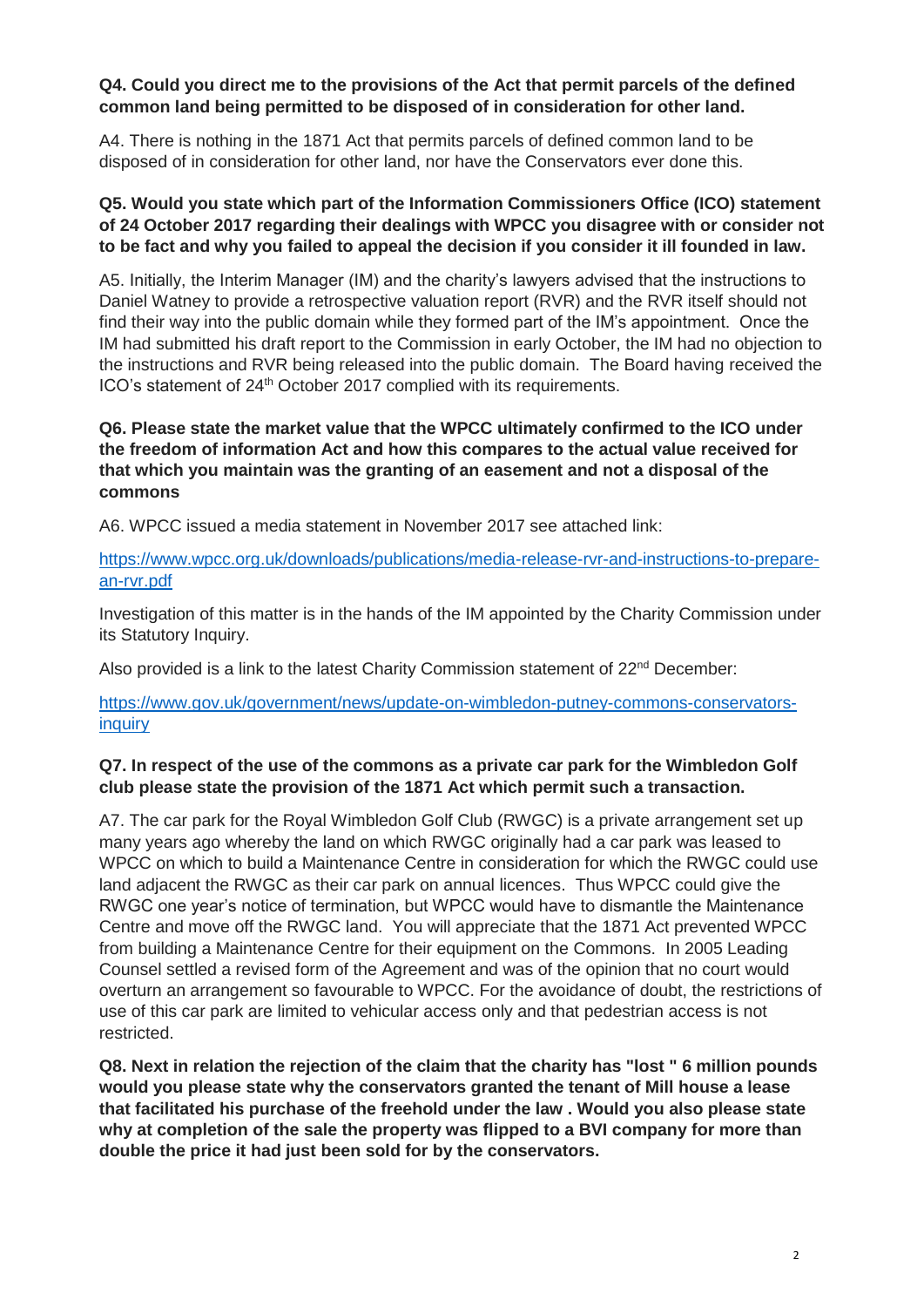**Q4. Could you direct me to the provisions of the Act that permit parcels of the defined common land being permitted to be disposed of in consideration for other land.**

A4. There is nothing in the 1871 Act that permits parcels of defined common land to be disposed of in consideration for other land, nor have the Conservators ever done this.

**Q5. Would you state which part of the Information Commissioners Office (ICO) statement of 24 October 2017 regarding their dealings with WPCC you disagree with or consider not to be fact and why you failed to appeal the decision if you consider it ill founded in law.**

A5. Initially, the Interim Manager (IM) and the charity's lawyers advised that the instructions to Daniel Watney to provide a retrospective valuation report (RVR) and the RVR itself should not find their way into the public domain while they formed part of the IM's appointment. Once the IM had submitted his draft report to the Commission in early October, the IM had no objection to the instructions and RVR being released into the public domain. The Board having received the ICO's statement of 24th October 2017 complied with its requirements.

**Q6. Please state the market value that the WPCC ultimately confirmed to the ICO under the freedom of information Act and how this compares to the actual value received for that which you maintain was the granting of an easement and not a disposal of the commons**

A6. WPCC issued a media statement in November 2017 see attached link:

[https://www.wpcc.org.uk/downloads/publications/media-release-rvr-and-instructions-to-prepare-an-rvr.pdf](https://www.wpcc.org.uk/downloads/publications/media-release-rvr-and-instructions-to-prepare-an-rvr.pdf)

Investigation of this matter is in the hands of the IM appointed by the Charity Commission under its Statutory Inquiry.

Also provided is a link to the latest Charity Commission statement of 22nd December:

[https://www.gov.uk/government/news/update-on-wimbledon-putney-commons-conservators-inquiry](https://www.gov.uk/government/news/update-on-wimbledon-putney-commons-conservators-inquiry)

**Q7. In respect of the use of the commons as a private car park for the Wimbledon Golf club please state the provision of the 1871 Act which permit such a transaction.**

A7. The car park for the Royal Wimbledon Golf Club (RWGC) is a private arrangement set up many years ago whereby the land on which RWGC originally had a car park was leased to WPCC on which to build a Maintenance Centre in consideration for which the RWGC could use land adjacent the RWGC as their car park on annual licences. Thus WPCC could give the RWGC one year's notice of termination, but WPCC would have to dismantle the Maintenance Centre and move off the RWGC land. You will appreciate that the 1871 Act prevented WPCC from building a Maintenance Centre for their equipment on the Commons. In 2005 Leading Counsel settled a revised form of the Agreement and was of the opinion that no court would overturn an arrangement so favourable to WPCC. For the avoidance of doubt, the restrictions of use of this car park are limited to vehicular access only and that pedestrian access is not restricted.

**Q8. Next in relation the rejection of the claim that the charity has "lost " 6 million pounds would you please state why the conservators granted the tenant of Mill house a lease that facilitated his purchase of the freehold under the law . Would you also please state why at completion of the sale the property was flipped to a BVI company for more than double the price it had just been sold for by the conservators.**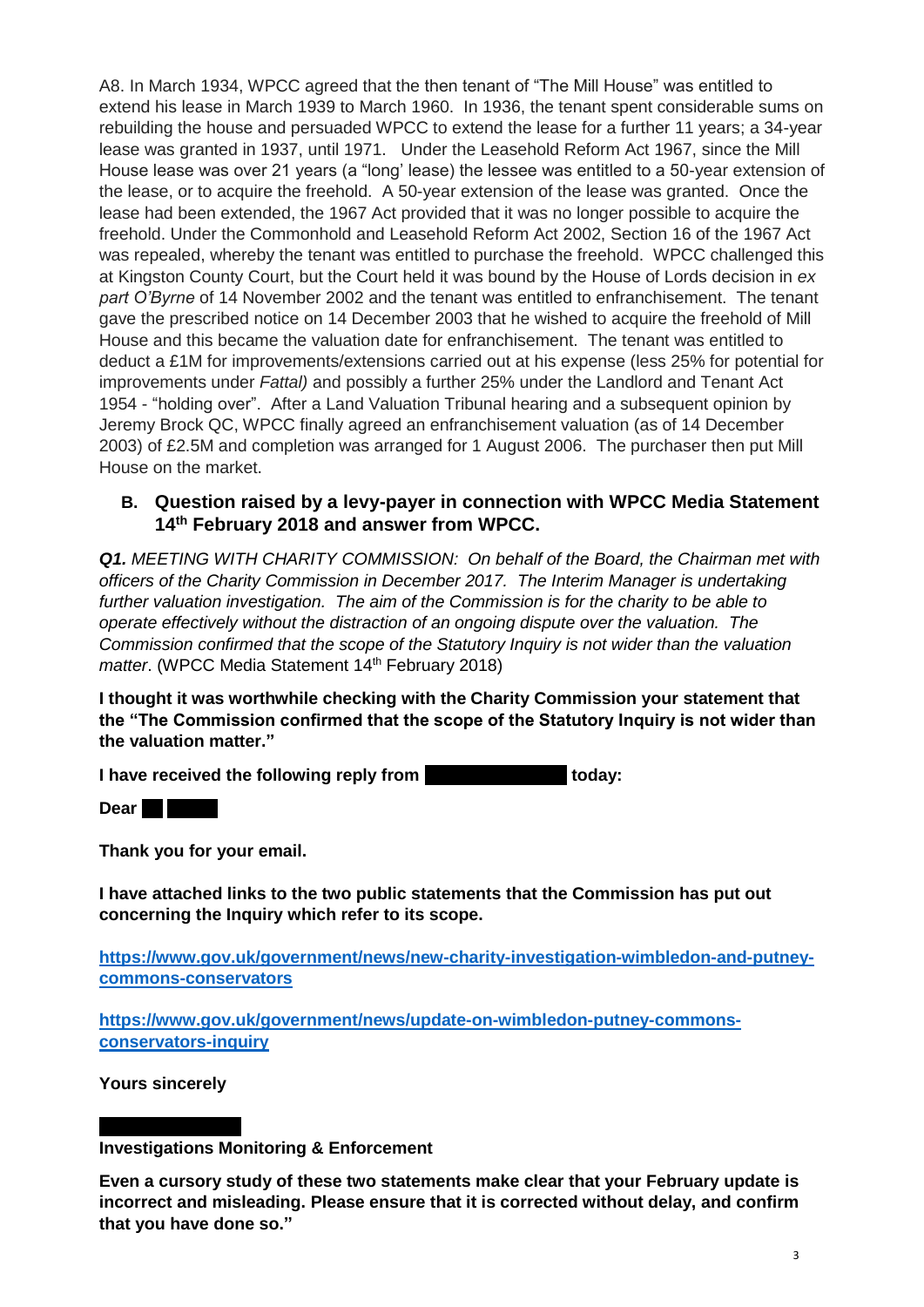A8. In March 1934, WPCC agreed that the then tenant of "The Mill House" was entitled to extend his lease in March 1939 to March 1960. In 1936, the tenant spent considerable sums on rebuilding the house and persuaded WPCC to extend the lease for a further 11 years; a 34-year lease was granted in 1937, until 1971. Under the Leasehold Reform Act 1967, since the Mill House lease was over 21 years (a "long' lease) the lessee was entitled to a 50-year extension of the lease, or to acquire the freehold. A 50-year extension of the lease was granted. Once the lease had been extended, the 1967 Act provided that it was no longer possible to acquire the freehold. Under the Commonhold and Leasehold Reform Act 2002, Section 16 of the 1967 Act was repealed, whereby the tenant was entitled to purchase the freehold. WPCC challenged this at Kingston County Court, but the Court held it was bound by the House of Lords decision in *ex part O'Byrne* of 14 November 2002 and the tenant was entitled to enfranchisement. The tenant gave the prescribed notice on 14 December 2003 that he wished to acquire the freehold of Mill House and this became the valuation date for enfranchisement. The tenant was entitled to deduct a £1M for improvements/extensions carried out at his expense (less 25% for potential for improvements under *Fattal)* and possibly a further 25% under the Landlord and Tenant Act 1954 - "holding over". After a Land Valuation Tribunal hearing and a subsequent opinion by Jeremy Brock QC, WPCC finally agreed an enfranchisement valuation (as of 14 December 2003) of £2.5M and completion was arranged for 1 August 2006. The purchaser then put Mill House on the market.

## B. Question raised by a levy-payer in connection with WPCC Media Statement 14th February 2018 and answer from WPCC.

***Q1.*** *MEETING WITH CHARITY COMMISSION: On behalf of the Board, the Chairman met with officers of the Charity Commission in December 2017. The Interim Manager is undertaking further valuation investigation. The aim of the Commission is for the charity to be able to operate effectively without the distraction of an ongoing dispute over the valuation. The Commission confirmed that the scope of the Statutory Inquiry is not wider than the valuation matter*. (WPCC Media Statement 14th February 2018)

**I thought it was worthwhile checking with the Charity Commission your statement that the "The Commission confirmed that the scope of the Statutory Inquiry is not wider than the valuation matter."**

**I have received the following reply from [REDACTED] today:**

**Dear [REDACTED]**

**Thank you for your email.**

**I have attached links to the two public statements that the Commission has put out concerning the Inquiry which refer to its scope.**

**https://www.gov.uk/government/news/new-charity-investigation-wimbledon-and-putney-commons-conservators**

**https://www.gov.uk/government/news/update-on-wimbledon-putney-commons-conservators-inquiry**

**Yours sincerely**

**[REDACTED]**

**Investigations Monitoring & Enforcement**

**Even a cursory study of these two statements make clear that your February update is incorrect and misleading. Please ensure that it is corrected without delay, and confirm that you have done so."**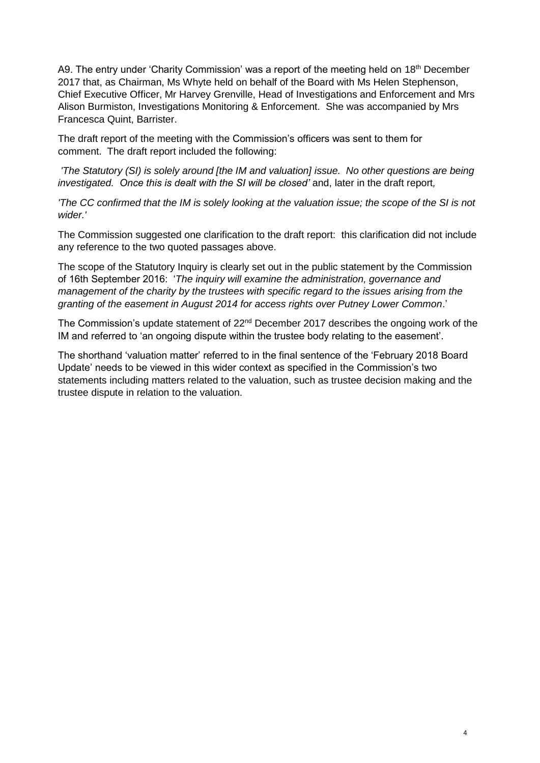A9. The entry under 'Charity Commission' was a report of the meeting held on 18th December 2017 that, as Chairman, Ms Whyte held on behalf of the Board with Ms Helen Stephenson, Chief Executive Officer, Mr Harvey Grenville, Head of Investigations and Enforcement and Mrs Alison Burmiston, Investigations Monitoring & Enforcement. She was accompanied by Mrs Francesca Quint, Barrister.

The draft report of the meeting with the Commission's officers was sent to them for comment. The draft report included the following:

*'The Statutory (SI) is solely around [the IM and valuation] issue. No other questions are being investigated. Once this is dealt with the SI will be closed'* and, later in the draft report*,*

*'The CC confirmed that the IM is solely looking at the valuation issue; the scope of the SI is not wider.'*

The Commission suggested one clarification to the draft report: this clarification did not include any reference to the two quoted passages above.

The scope of the Statutory Inquiry is clearly set out in the public statement by the Commission of 16th September 2016: '*The inquiry will examine the administration, governance and management of the charity by the trustees with specific regard to the issues arising from the granting of the easement in August 2014 for access rights over Putney Lower Common*.'

The Commission's update statement of 22nd December 2017 describes the ongoing work of the IM and referred to 'an ongoing dispute within the trustee body relating to the easement'.

The shorthand 'valuation matter' referred to in the final sentence of the 'February 2018 Board Update' needs to be viewed in this wider context as specified in the Commission's two statements including matters related to the valuation, such as trustee decision making and the trustee dispute in relation to the valuation.